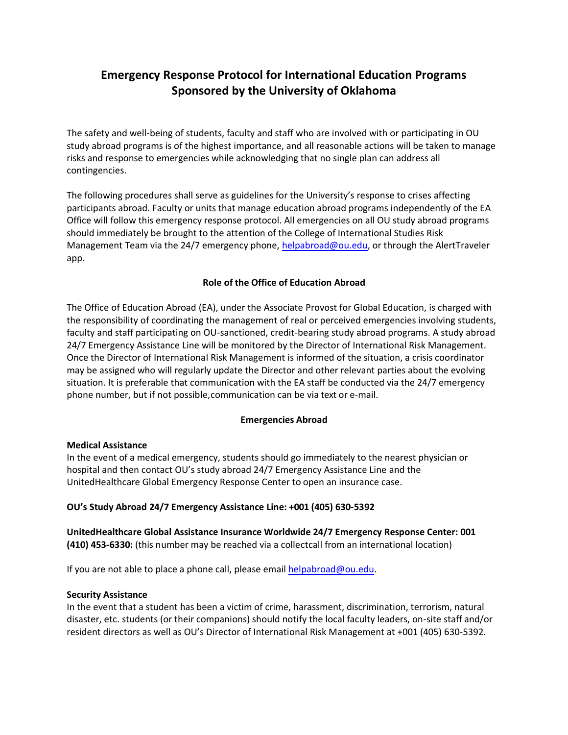# Emergency Response Protocol for International Education Programs Sponsored by the University of Oklahoma

The safety and well-being of students, faculty and staff who are involved with or participating in OU study abroad programs is of the highest importance, and all reasonable actions will be taken to manage risks and response to emergencies while acknowledging that no single plan can address all contingencies.

The following procedures shall serve as guidelines for the University's response to crises affecting participants abroad. Faculty or units that manage education abroad programs independently of the EA Office will follow this emergency response protocol. All emergencies on all OU study abroad programs should immediately be brought to the attention of the College of International Studies Risk Management Team via the 24/7 emergency phone, helpabroad@ou.edu, or through the AlertTraveler app.

### Role of the Office of Education Abroad

The Office of Education Abroad (EA), under the Associate Provost for Global Education, is charged with the responsibility of coordinating the management of real or perceived emergencies involving students, faculty and staff participating on OU-sanctioned, credit-bearing study abroad programs. A study abroad 24/7 Emergency Assistance Line will be monitored by the Director of International Risk Management. Once the Director of International Risk Management is informed of the situation, a crisis coordinator may be assigned who will regularly update the Director and other relevant parties about the evolving situation. It is preferable that communication with the EA staff be conducted via the 24/7 emergency phone number, but if not possible,communication can be via text or e-mail.

### Emergencies Abroad

**Medical Assistance**

In the event of a medical emergency, students should go immediately to the nearest physician or hospital and then contact OU's study abroad 24/7 Emergency Assistance Line and the UnitedHealthcare Global Emergency Response Center to open an insurance case.

**OU's Study Abroad 24/7 Emergency Assistance Line: +001 (405) 630-5392**

**UnitedHealthcare Global Assistance Insurance Worldwide 24/7 Emergency Response Center: 001 (410) 453-6330:** (this number may be reached via a collectcall from an international location)

If you are not able to place a phone call, please email helpabroad@ou.edu.

**Security Assistance**

In the event that a student has been a victim of crime, harassment, discrimination, terrorism, natural disaster, etc. students (or their companions) should notify the local faculty leaders, on-site staff and/or resident directors as well as OU's Director of International Risk Management at +001 (405) 630-5392.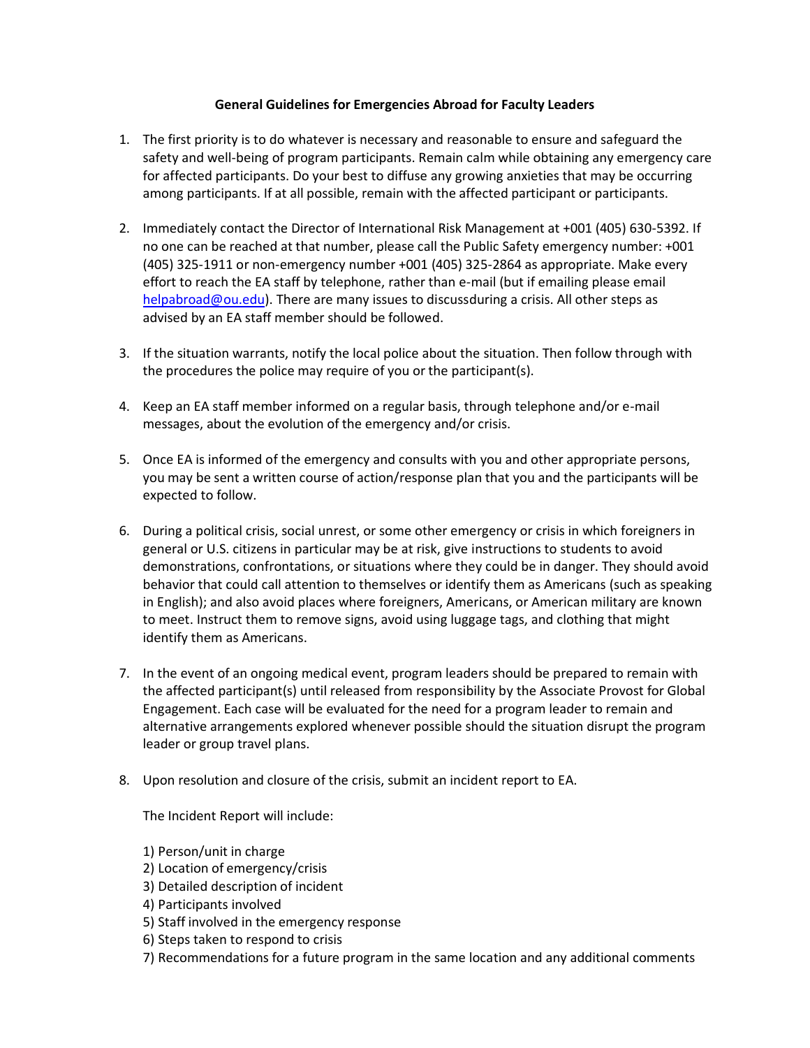**General Guidelines for Emergencies Abroad for Faculty Leaders**

1. The first priority is to do whatever is necessary and reasonable to ensure and safeguard the safety and well-being of program participants. Remain calm while obtaining any emergency care for affected participants. Do your best to diffuse any growing anxieties that may be occurring among participants. If at all possible, remain with the affected participant or participants.

2. Immediately contact the Director of International Risk Management at +001 (405) 630-5392. If no one can be reached at that number, please call the Public Safety emergency number: +001 (405) 325-1911 or non-emergency number +001 (405) 325-2864 as appropriate. Make every effort to reach the EA staff by telephone, rather than e-mail (but if emailing please email helpabroad@ou.edu). There are many issues to discussduring a crisis. All other steps as advised by an EA staff member should be followed.

3. If the situation warrants, notify the local police about the situation. Then follow through with the procedures the police may require of you or the participant(s).

4. Keep an EA staff member informed on a regular basis, through telephone and/or e-mail messages, about the evolution of the emergency and/or crisis.

5. Once EA is informed of the emergency and consults with you and other appropriate persons, you may be sent a written course of action/response plan that you and the participants will be expected to follow.

6. During a political crisis, social unrest, or some other emergency or crisis in which foreigners in general or U.S. citizens in particular may be at risk, give instructions to students to avoid demonstrations, confrontations, or situations where they could be in danger. They should avoid behavior that could call attention to themselves or identify them as Americans (such as speaking in English); and also avoid places where foreigners, Americans, or American military are known to meet. Instruct them to remove signs, avoid using luggage tags, and clothing that might identify them as Americans.

7. In the event of an ongoing medical event, program leaders should be prepared to remain with the affected participant(s) until released from responsibility by the Associate Provost for Global Engagement. Each case will be evaluated for the need for a program leader to remain and alternative arrangements explored whenever possible should the situation disrupt the program leader or group travel plans.

8. Upon resolution and closure of the crisis, submit an incident report to EA.

   The Incident Report will include:

   1) Person/unit in charge
   2) Location of emergency/crisis
   3) Detailed description of incident
   4) Participants involved
   5) Staff involved in the emergency response
   6) Steps taken to respond to crisis
   7) Recommendations for a future program in the same location and any additional comments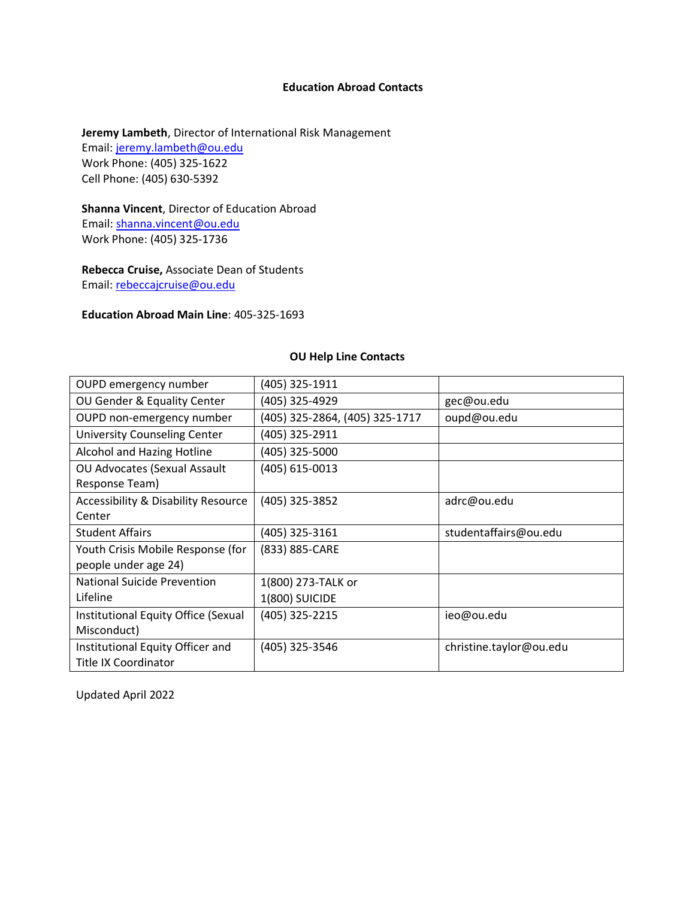## Education Abroad Contacts

**Jeremy Lambeth**, Director of International Risk Management
Email: jeremy.lambeth@ou.edu
Work Phone: (405) 325-1622
Cell Phone: (405) 630-5392

**Shanna Vincent**, Director of Education Abroad
Email: shanna.vincent@ou.edu
Work Phone: (405) 325-1736

**Rebecca Cruise,** Associate Dean of Students
Email: rebeccajcruise@ou.edu

**Education Abroad Main Line**: 405-325-1693

## OU Help Line Contacts

| | | |
|---|---|---|
| OUPD emergency number | (405) 325-1911 | |
| OU Gender & Equality Center | (405) 325-4929 | gec@ou.edu |
| OUPD non-emergency number | (405) 325-2864, (405) 325-1717 | oupd@ou.edu |
| University Counseling Center | (405) 325-2911 | |
| Alcohol and Hazing Hotline | (405) 325-5000 | |
| OU Advocates (Sexual Assault Response Team) | (405) 615-0013 | |
| Accessibility & Disability Resource Center | (405) 325-3852 | adrc@ou.edu |
| Student Affairs | (405) 325-3161 | studentaffairs@ou.edu |
| Youth Crisis Mobile Response (for people under age 24) | (833) 885-CARE | |
| National Suicide Prevention Lifeline | 1(800) 273-TALK or 1(800) SUICIDE | |
| Institutional Equity Office (Sexual Misconduct) | (405) 325-2215 | ieo@ou.edu |
| Institutional Equity Officer and Title IX Coordinator | (405) 325-3546 | christine.taylor@ou.edu |

Updated April 2022